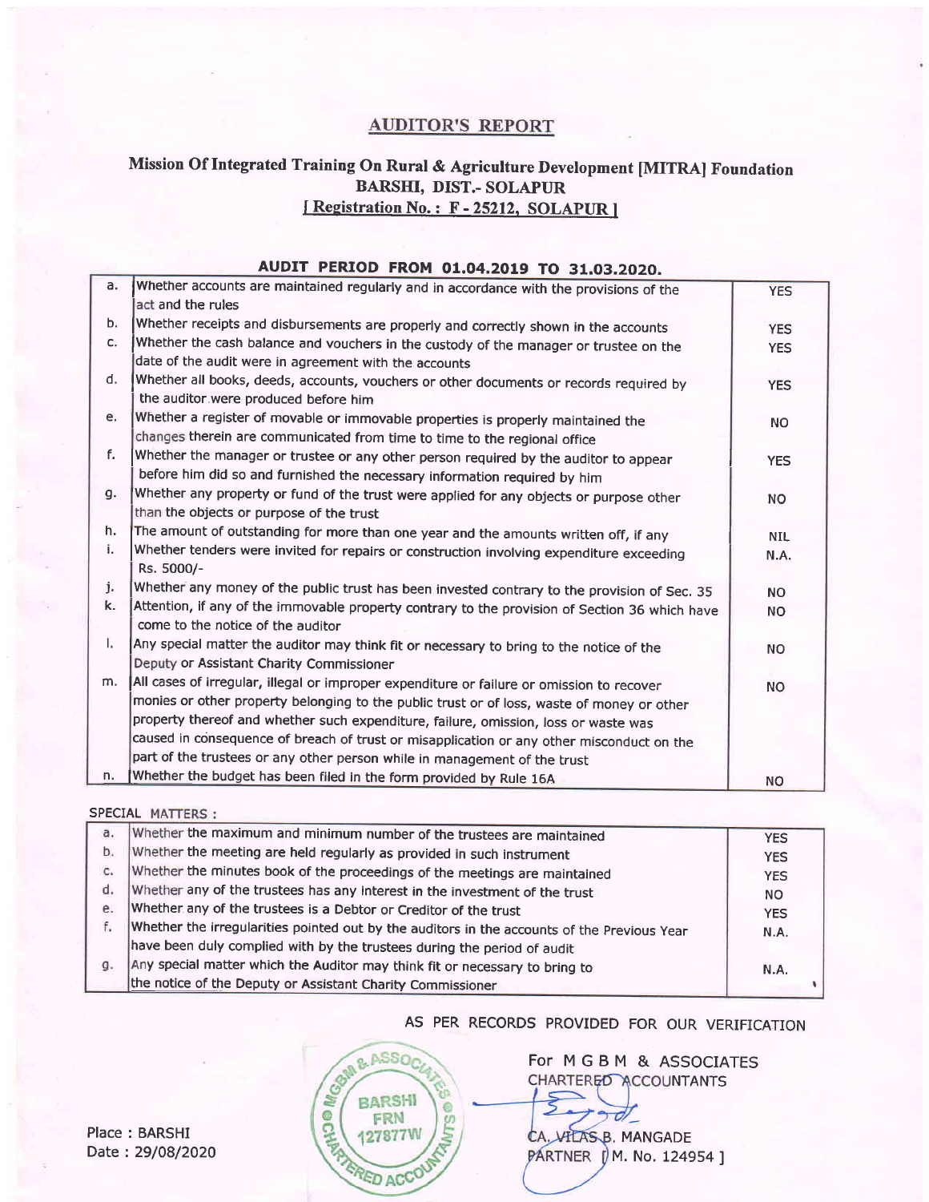## AUDITOR'S REPORT

### Mission Of Integrated Training On Rural & Agriculture Development [MITRA] Foundation
### BARSHI, DIST.- SOLAPUR
### [ Registration No. : F - 25212, SOLAPUR ]

**AUDIT PERIOD FROM 01.04.2019 TO 31.03.2020.**

| | | |
|---|---|---|
| a. | Whether accounts are maintained regularly and in accordance with the provisions of the act and the rules | YES |
| b. | Whether receipts and disbursements are properly and correctly shown in the accounts | YES |
| c. | Whether the cash balance and vouchers in the custody of the manager or trustee on the date of the audit were in agreement with the accounts | YES |
| d. | Whether all books, deeds, accounts, vouchers or other documents or records required by the auditor were produced before him | YES |
| e. | Whether a register of movable or immovable properties is properly maintained the changes therein are communicated from time to time to the regional office | NO |
| f. | Whether the manager or trustee or any other person required by the auditor to appear before him did so and furnished the necessary information required by him | YES |
| g. | Whether any property or fund of the trust were applied for any objects or purpose other than the objects or purpose of the trust | NO |
| h. | The amount of outstanding for more than one year and the amounts written off, if any | NIL |
| i. | Whether tenders were invited for repairs or construction involving expenditure exceeding Rs. 5000/- | N.A. |
| j. | Whether any money of the public trust has been invested contrary to the provision of Sec. 35 | NO |
| k. | Attention, if any of the immovable property contrary to the provision of Section 36 which have come to the notice of the auditor | NO |
| l. | Any special matter the auditor may think fit or necessary to bring to the notice of the Deputy or Assistant Charity Commissioner | NO |
| m. | All cases of irregular, illegal or improper expenditure or failure or omission to recover monies or other property belonging to the public trust or of loss, waste of money or other property thereof and whether such expenditure, failure, omission, loss or waste was caused in consequence of breach of trust or misapplication or any other misconduct on the part of the trustees or any other person while in management of the trust | NO |
| n. | Whether the budget has been filed in the form provided by Rule 16A | NO |

SPECIAL MATTERS :

| | | |
|---|---|---|
| a. | Whether the maximum and minimum number of the trustees are maintained | YES |
| b. | Whether the meeting are held regularly as provided in such instrument | YES |
| c. | Whether the minutes book of the proceedings of the meetings are maintained | YES |
| d. | Whether any of the trustees has any interest in the investment of the trust | NO |
| e. | Whether any of the trustees is a Debtor or Creditor of the trust | YES |
| f. | Whether the irregularities pointed out by the auditors in the accounts of the Previous Year have been duly complied with by the trustees during the period of audit | N.A. |
| g. | Any special matter which the Auditor may think fit or necessary to bring to the notice of the Deputy or Assistant Charity Commissioner | N.A. |

AS PER RECORDS PROVIDED FOR OUR VERIFICATION

For M G B M & ASSOCIATES
CHARTERED ACCOUNTANTS

CA. VILAS B. MANGADE
PARTNER [ M. No. 124954 ]

Place : BARSHI
Date : 29/08/2020

MGBM & ASSOCIATES CHARTERED ACCOUNTANTS BARSHI FRN 127877W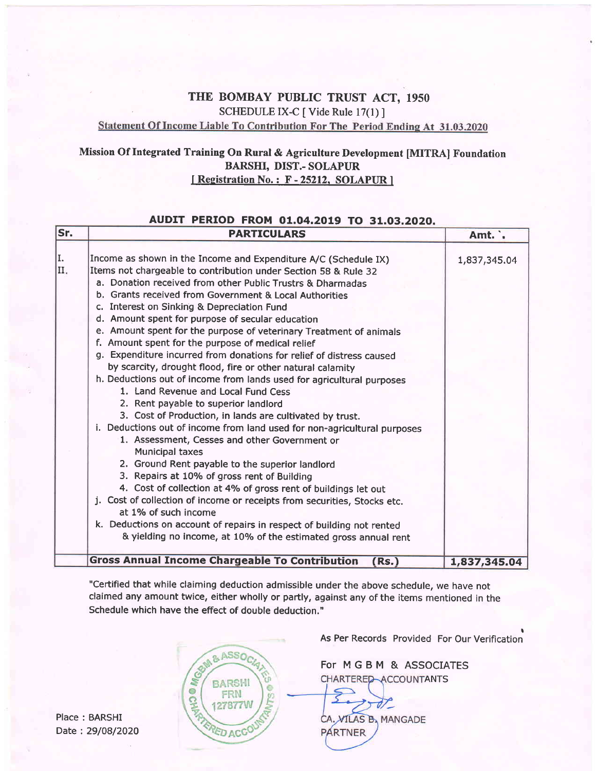# THE BOMBAY PUBLIC TRUST ACT, 1950

SCHEDULE IX-C [ Vide Rule 17(1) ]

Statement Of Income Liable To Contribution For The Period Ending At 31.03.2020

## Mission Of Integrated Training On Rural & Agriculture Development [MITRA] Foundation
## BARSHI, DIST.- SOLAPUR
[ Registration No. : F - 25212, SOLAPUR ]

**AUDIT PERIOD FROM 01.04.2019 TO 31.03.2020.**

| Sr. | PARTICULARS | Amt. `. |
|---|---|---|
| I. | Income as shown in the Income and Expenditure A/C (Schedule IX) | 1,837,345.04 |
| II. | Items not chargeable to contribution under Section 58 & Rule 32 | |
| | a. Donation received from other Public Trustrs & Dharmadas | |
| | b. Grants received from Government & Local Authorities | |
| | c. Interest on Sinking & Depreciation Fund | |
| | d. Amount spent for purpose of secular education | |
| | e. Amount spent for the purpose of veterinary Treatment of animals | |
| | f. Amount spent for the purpose of medical relief | |
| | g. Expenditure incurred from donations for relief of distress caused by scarcity, drought flood, fire or other natural calamity | |
| | h. Deductions out of income from lands used for agricultural purposes | |
| | 1. Land Revenue and Local Fund Cess | |
| | 2. Rent payable to superior landlord | |
| | 3. Cost of Production, in lands are cultivated by trust. | |
| | i. Deductions out of income from land used for non-agricultural purposes | |
| | 1. Assessment, Cesses and other Government or Municipal taxes | |
| | 2. Ground Rent payable to the superior landlord | |
| | 3. Repairs at 10% of gross rent of Building | |
| | 4. Cost of collection at 4% of gross rent of buildings let out | |
| | j. Cost of collection of income or receipts from securities, Stocks etc. at 1% of such income | |
| | k. Deductions on account of repairs in respect of building not rented & yielding no income, at 10% of the estimated gross annual rent | |
| | **Gross Annual Income Chargeable To Contribution (Rs.)** | **1,837,345.04** |

"Certified that while claiming deduction admissible under the above schedule, we have not claimed any amount twice, either wholly or partly, against any of the items mentioned in the Schedule which have the effect of double deduction."

As Per Records Provided For Our Verification

For M G B M & ASSOCIATES
CHARTERED ACCOUNTANTS

MGBM & ASSOCIATES CHARTERED ACCOUNTANTS BARSHI FRN 127877W

CA. VILAS B. MANGADE
PARTNER

Place : BARSHI
Date : 29/08/2020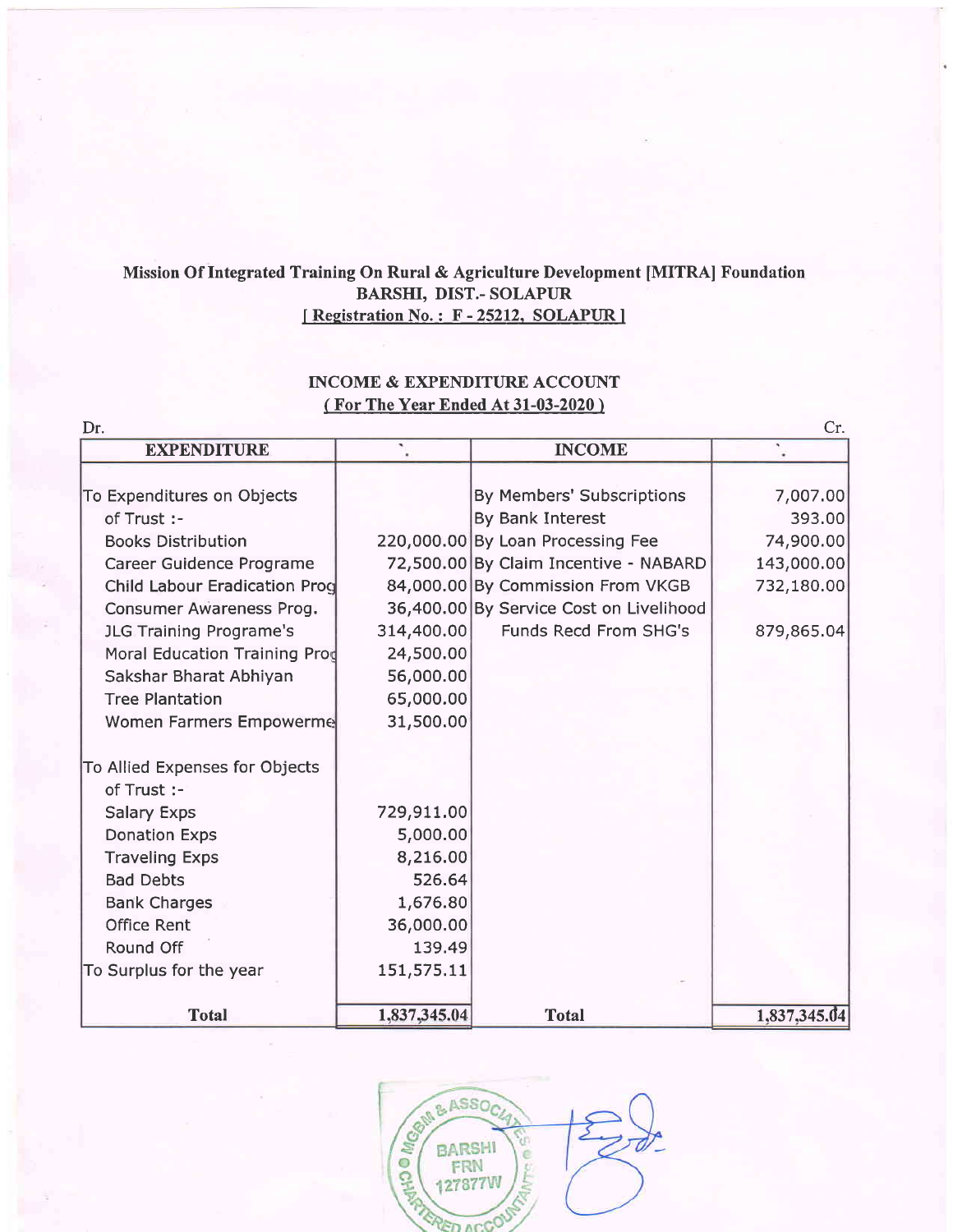**Mission Of Integrated Training On Rural & Agriculture Development [MITRA] Foundation**
**BARSHI, DIST.- SOLAPUR**
**[ Registration No. : F - 25212, SOLAPUR ]**

**INCOME & EXPENDITURE ACCOUNT**
**( For The Year Ended At 31-03-2020 )**

Dr. | Cr.

| EXPENDITURE | ` | INCOME | ` |
|---|---|---|---|
| To Expenditures on Objects of Trust :- | | By Members' Subscriptions | 7,007.00 |
| | | By Bank Interest | 393.00 |
| Books Distribution | 220,000.00 | By Loan Processing Fee | 74,900.00 |
| Career Guidence Programe | 72,500.00 | By Claim Incentive - NABARD | 143,000.00 |
| Child Labour Eradication Prog | 84,000.00 | By Commission From VKGB | 732,180.00 |
| Consumer Awareness Prog. | 36,400.00 | By Service Cost on Livelihood Funds Recd From SHG's | 879,865.04 |
| JLG Training Programe's | 314,400.00 | | |
| Moral Education Training Prog | 24,500.00 | | |
| Sakshar Bharat Abhiyan | 56,000.00 | | |
| Tree Plantation | 65,000.00 | | |
| Women Farmers Empowerme | 31,500.00 | | |
| To Allied Expenses for Objects of Trust :- | | | |
| Salary Exps | 729,911.00 | | |
| Donation Exps | 5,000.00 | | |
| Traveling Exps | 8,216.00 | | |
| Bad Debts | 526.64 | | |
| Bank Charges | 1,676.80 | | |
| Office Rent | 36,000.00 | | |
| Round Off | 139.49 | | |
| To Surplus for the year | 151,575.11 | | |
| **Total** | **1,837,345.04** | **Total** | **1,837,345.04** |

MGBM & ASSOCIATES CHARTERED ACCOUNTANTS
BARSHI
FRN 127877W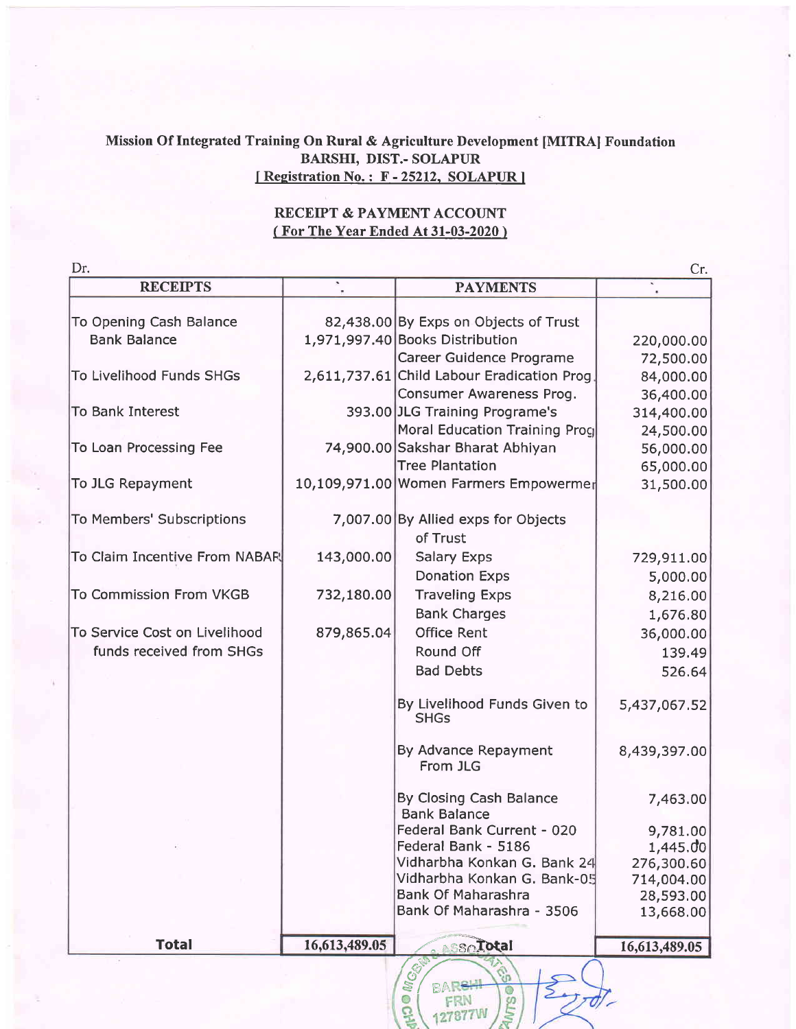**Mission Of Integrated Training On Rural & Agriculture Development [MITRA] Foundation**
**BARSHI, DIST.- SOLAPUR**
**[ Registration No. : F - 25212, SOLAPUR ]**

**RECEIPT & PAYMENT ACCOUNT**
**( For The Year Ended At 31-03-2020 )**

Dr. Cr.

| RECEIPTS | ` | PAYMENTS | ` |
|---|---|---|---|
| To Opening Cash Balance | 82,438.00 | By Exps on Objects of Trust | |
| Bank Balance | 1,971,997.40 | Books Distribution | 220,000.00 |
| | | Career Guidence Programe | 72,500.00 |
| To Livelihood Funds SHGs | 2,611,737.61 | Child Labour Eradication Prog. | 84,000.00 |
| | | Consumer Awareness Prog. | 36,400.00 |
| To Bank Interest | 393.00 | JLG Training Programe's | 314,400.00 |
| | | Moral Education Training Prog | 24,500.00 |
| To Loan Processing Fee | 74,900.00 | Sakshar Bharat Abhiyan | 56,000.00 |
| | | Tree Plantation | 65,000.00 |
| To JLG Repayment | 10,109,971.00 | Women Farmers Empowermen | 31,500.00 |
| To Members' Subscriptions | 7,007.00 | By Allied exps for Objects of Trust | |
| To Claim Incentive From NABAR | 143,000.00 | Salary Exps | 729,911.00 |
| | | Donation Exps | 5,000.00 |
| To Commission From VKGB | 732,180.00 | Traveling Exps | 8,216.00 |
| | | Bank Charges | 1,676.80 |
| To Service Cost on Livelihood funds received from SHGs | 879,865.04 | Office Rent | 36,000.00 |
| | | Round Off | 139.49 |
| | | Bad Debts | 526.64 |
| | | By Livelihood Funds Given to SHGs | 5,437,067.52 |
| | | By Advance Repayment From JLG | 8,439,397.00 |
| | | By Closing Cash Balance | 7,463.00 |
| | | Bank Balance | |
| | | Federal Bank Current - 020 | 9,781.00 |
| | | Federal Bank - 5186 | 1,445.00 |
| | | Vidharbha Konkan G. Bank 24 | 276,300.60 |
| | | Vidharbha Konkan G. Bank-05 | 714,004.00 |
| | | Bank Of Maharashra | 28,593.00 |
| | | Bank Of Maharashra - 3506 | 13,668.00 |
| **Total** | **16,613,489.05** | **Total** | **16,613,489.05** |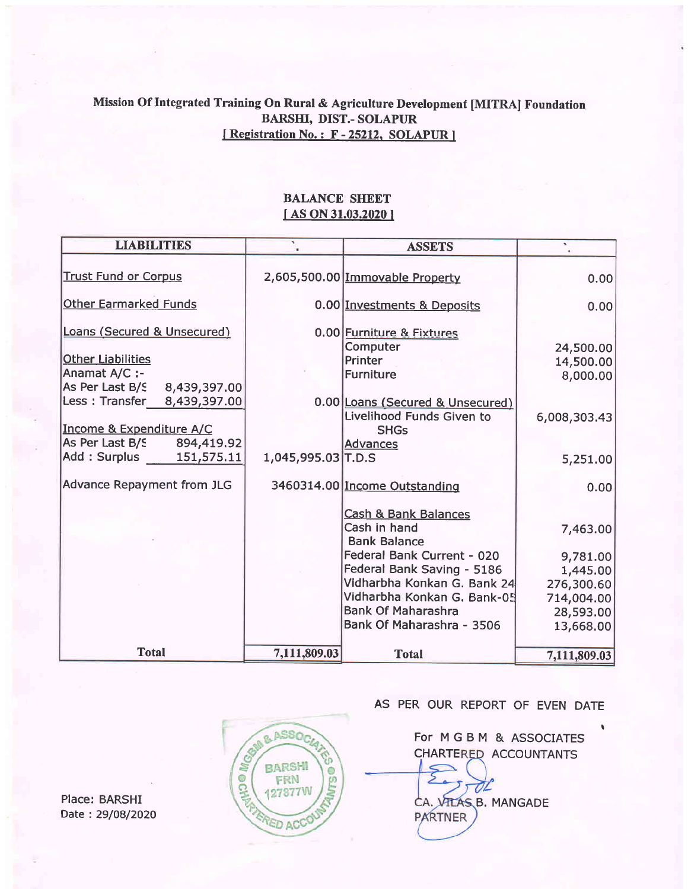**Mission Of Integrated Training On Rural & Agriculture Development [MITRA] Foundation**
**BARSHI, DIST.- SOLAPUR**
**[ Registration No. : F - 25212, SOLAPUR ]**

## BALANCE SHEET
**[ AS ON 31.03.2020 ]**

| LIABILITIES | ` | ASSETS | ` |
|---|---|---|---|
| Trust Fund or Corpus | 2,605,500.00 | Immovable Property | 0.00 |
| Other Earmarked Funds | 0.00 | Investments & Deposits | 0.00 |
| Loans (Secured & Unsecured) | 0.00 | Furniture & Fixtures | |
| | | Computer | 24,500.00 |
| Other Liabilities | | Printer | 14,500.00 |
| Anamat A/C :- | | Furniture | 8,000.00 |
| As Per Last B/S 8,439,397.00 | | | |
| Less : Transfer 8,439,397.00 | 0.00 | Loans (Secured & Unsecured) | |
| | | Livelihood Funds Given to SHGs | 6,008,303.43 |
| Income & Expenditure A/C | | Advances | |
| As Per Last B/S 894,419.92 | | | |
| Add : Surplus 151,575.11 | 1,045,995.03 | T.D.S | 5,251.00 |
| Advance Repayment from JLG | 3460314.00 | Income Outstanding | 0.00 |
| | | Cash & Bank Balances | |
| | | Cash in hand | 7,463.00 |
| | | Bank Balance | |
| | | Federal Bank Current - 020 | 9,781.00 |
| | | Federal Bank Saving - 5186 | 1,445.00 |
| | | Vidharbha Konkan G. Bank 24 | 276,300.60 |
| | | Vidharbha Konkan G. Bank-05 | 714,004.00 |
| | | Bank Of Maharashra | 28,593.00 |
| | | Bank Of Maharashra - 3506 | 13,668.00 |
| **Total** | **7,111,809.03** | **Total** | **7,111,809.03** |

AS PER OUR REPORT OF EVEN DATE

For M G B M & ASSOCIATES
CHARTERED ACCOUNTANTS

MGBM & ASSOCIATES CHARTERED ACCOUNTANTS BARSHI FRN 127877W

CA. VILAS B. MANGADE
PARTNER

Place: BARSHI
Date : 29/08/2020